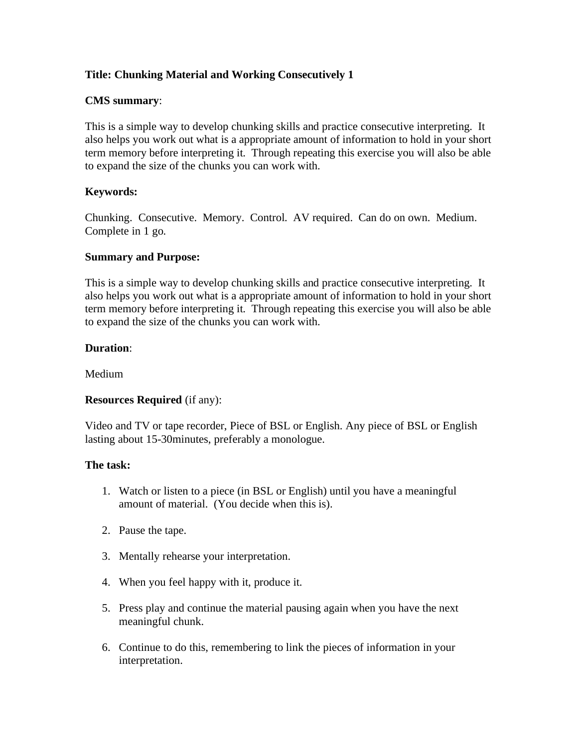**Title: Chunking Material and Working Consecutively 1**

**CMS summary**:

This is a simple way to develop chunking skills and practice consecutive interpreting. It also helps you work out what is a appropriate amount of information to hold in your short term memory before interpreting it. Through repeating this exercise you will also be able to expand the size of the chunks you can work with.

**Keywords:**

Chunking. Consecutive. Memory. Control. AV required. Can do on own. Medium. Complete in 1 go.

**Summary and Purpose:**

This is a simple way to develop chunking skills and practice consecutive interpreting. It also helps you work out what is a appropriate amount of information to hold in your short term memory before interpreting it. Through repeating this exercise you will also be able to expand the size of the chunks you can work with.

**Duration**:

Medium

**Resources Required** (if any):

Video and TV or tape recorder, Piece of BSL or English. Any piece of BSL or English lasting about 15-30minutes, preferably a monologue.

**The task:**

1. Watch or listen to a piece (in BSL or English) until you have a meaningful amount of material. (You decide when this is).
2. Pause the tape.
3. Mentally rehearse your interpretation.
4. When you feel happy with it, produce it.
5. Press play and continue the material pausing again when you have the next meaningful chunk.
6. Continue to do this, remembering to link the pieces of information in your interpretation.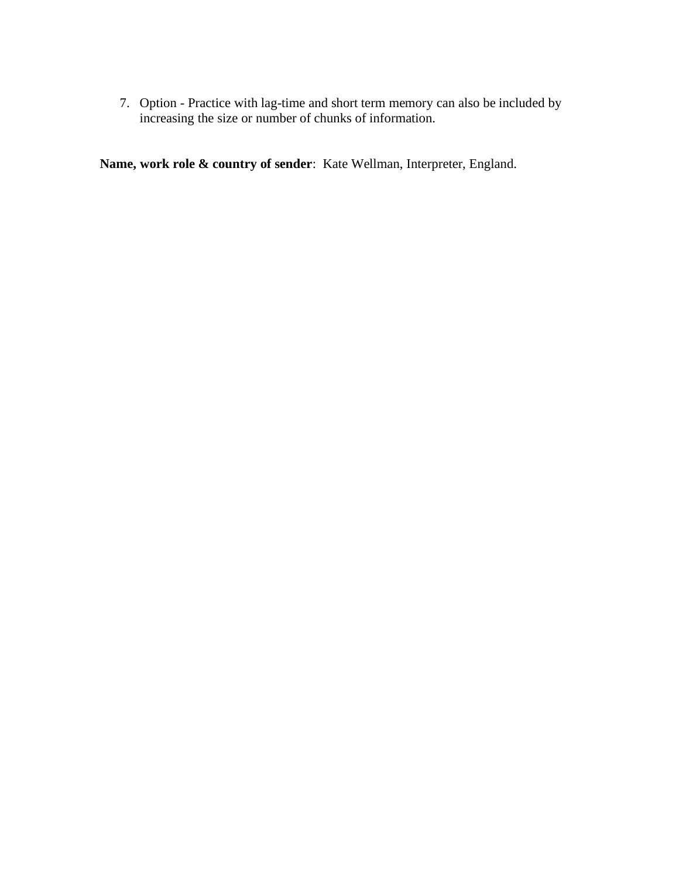7. Option - Practice with lag-time and short term memory can also be included by increasing the size or number of chunks of information.

**Name, work role & country of sender**: Kate Wellman, Interpreter, England.